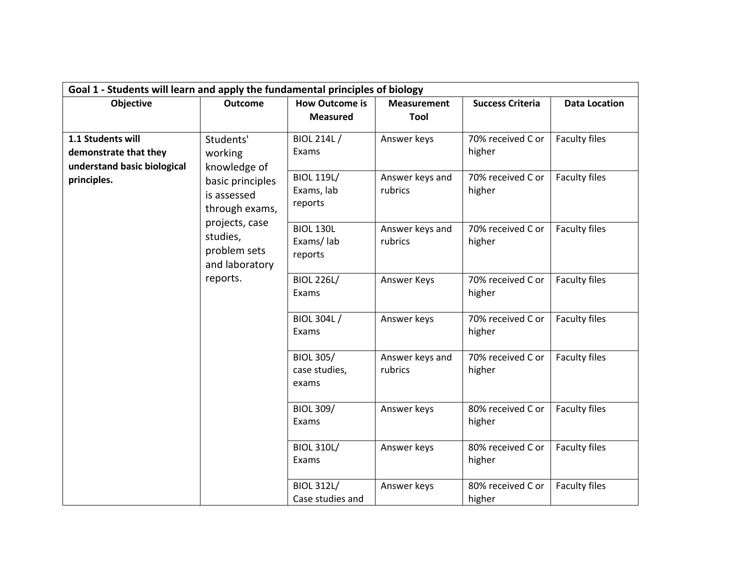| Goal 1 - Students will learn and apply the fundamental principles of biology | | | | | |
|---|---|---|---|---|---|
| **Objective** | **Outcome** | **How Outcome is Measured** | **Measurement Tool** | **Success Criteria** | **Data Location** |
| **1.1 Students will demonstrate that they understand basic biological principles.** | Students' working knowledge of basic principles is assessed through exams, projects, case studies, problem sets and laboratory reports. | BIOL 214L / Exams | Answer keys | 70% received C or higher | Faculty files |
| | | BIOL 119L/ Exams, lab reports | Answer keys and rubrics | 70% received C or higher | Faculty files |
| | | BIOL 130L Exams/ lab reports | Answer keys and rubrics | 70% received C or higher | Faculty files |
| | | BIOL 226L/ Exams | Answer Keys | 70% received C or higher | Faculty files |
| | | BIOL 304L / Exams | Answer keys | 70% received C or higher | Faculty files |
| | | BIOL 305/ case studies, exams | Answer keys and rubrics | 70% received C or higher | Faculty files |
| | | BIOL 309/ Exams | Answer keys | 80% received C or higher | Faculty files |
| | | BIOL 310L/ Exams | Answer keys | 80% received C or higher | Faculty files |
| | | BIOL 312L/ Case studies and | Answer keys | 80% received C or higher | Faculty files |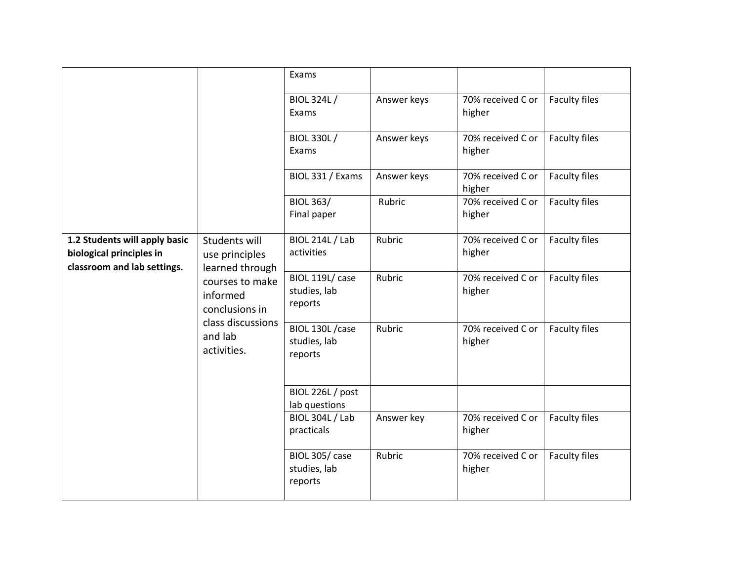| | | | | | |
|---|---|---|---|---|---|
| | | Exams | | | |
| | | BIOL 324L / Exams | Answer keys | 70% received C or higher | Faculty files |
| | | BIOL 330L / Exams | Answer keys | 70% received C or higher | Faculty files |
| | | BIOL 331 / Exams | Answer keys | 70% received C or higher | Faculty files |
| | | BIOL 363/ Final paper | Rubric | 70% received C or higher | Faculty files |
| **1.2 Students will apply basic biological principles in classroom and lab settings.** | Students will use principles learned through courses to make informed conclusions in class discussions and lab activities. | BIOL 214L / Lab activities | Rubric | 70% received C or higher | Faculty files |
| | | BIOL 119L/ case studies, lab reports | Rubric | 70% received C or higher | Faculty files |
| | | BIOL 130L /case studies, lab reports | Rubric | 70% received C or higher | Faculty files |
| | | BIOL 226L / post lab questions | | | |
| | | BIOL 304L / Lab practicals | Answer key | 70% received C or higher | Faculty files |
| | | BIOL 305/ case studies, lab reports | Rubric | 70% received C or higher | Faculty files |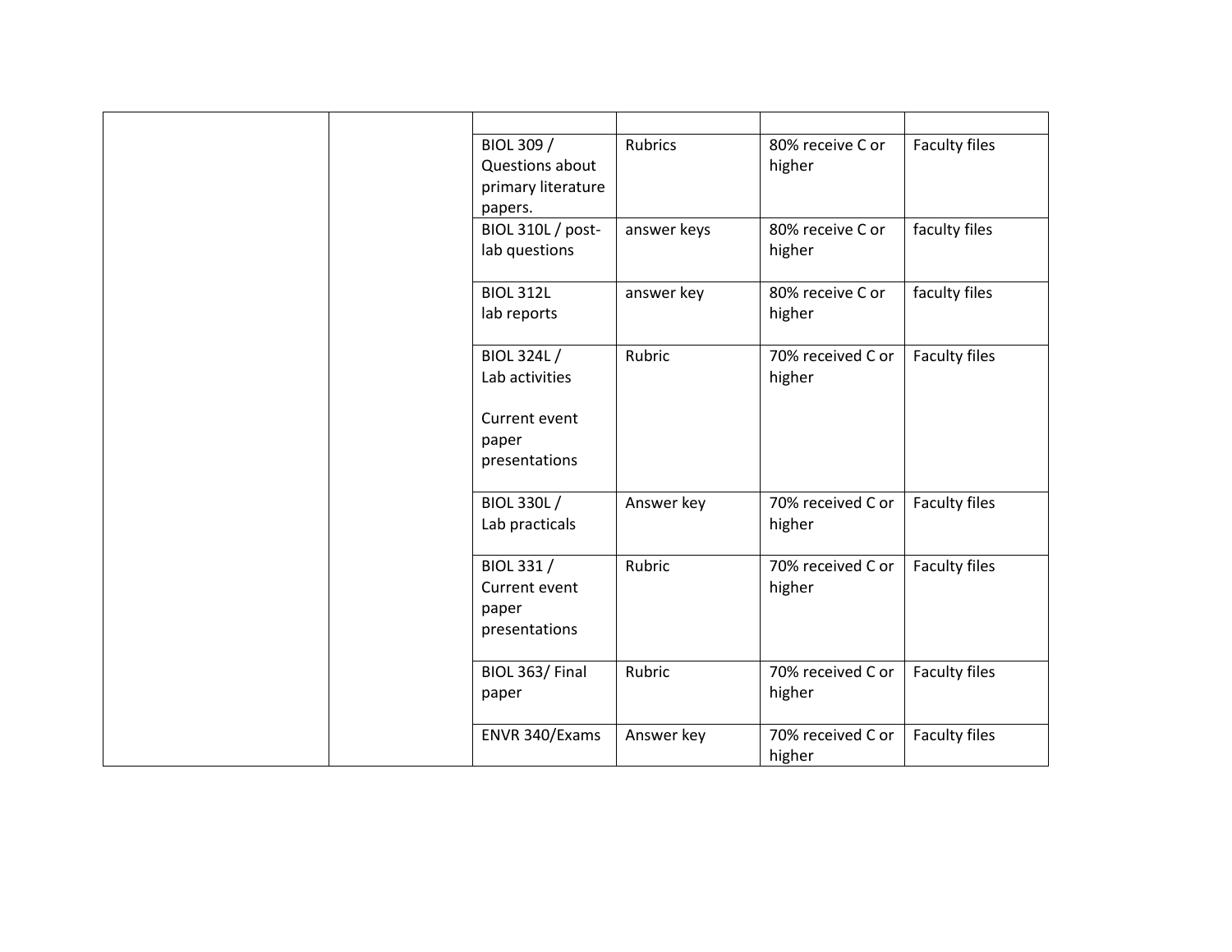| | | | | | |
|---|---|---|---|---|---|
| | | | | | |
| | | BIOL 309 / Questions about primary literature papers. | Rubrics | 80% receive C or higher | Faculty files |
| | | BIOL 310L / post-lab questions | answer keys | 80% receive C or higher | faculty files |
| | | BIOL 312L lab reports | answer key | 80% receive C or higher | faculty files |
| | | BIOL 324L / Lab activities<br><br>Current event paper presentations | Rubric | 70% received C or higher | Faculty files |
| | | BIOL 330L / Lab practicals | Answer key | 70% received C or higher | Faculty files |
| | | BIOL 331 / Current event paper presentations | Rubric | 70% received C or higher | Faculty files |
| | | BIOL 363/ Final paper | Rubric | 70% received C or higher | Faculty files |
| | | ENVR 340/Exams | Answer key | 70% received C or higher | Faculty files |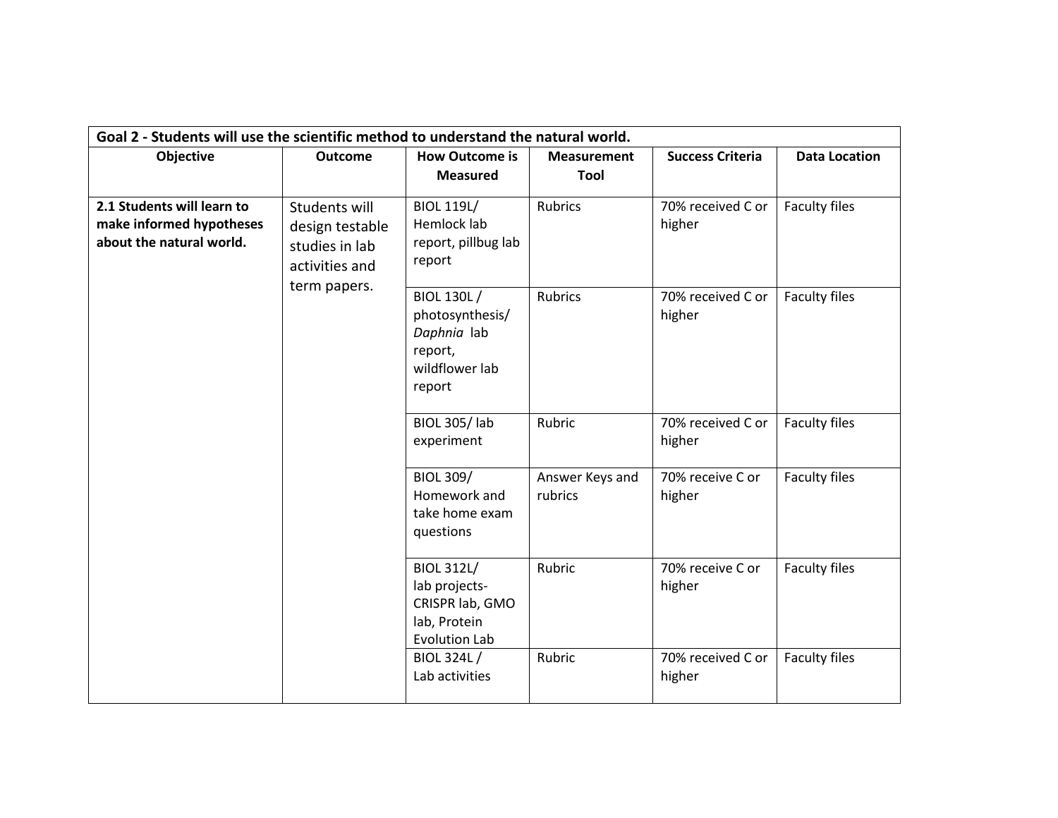| Goal 2 - Students will use the scientific method to understand the natural world. | | | | | |
|---|---|---|---|---|---|
| **Objective** | **Outcome** | **How Outcome is Measured** | **Measurement Tool** | **Success Criteria** | **Data Location** |
| **2.1 Students will learn to make informed hypotheses about the natural world.** | Students will design testable studies in lab activities and term papers. | BIOL 119L/ Hemlock lab report, pillbug lab report | Rubrics | 70% received C or higher | Faculty files |
| | | BIOL 130L / photosynthesis/ *Daphnia* lab report, wildflower lab report | Rubrics | 70% received C or higher | Faculty files |
| | | BIOL 305/ lab experiment | Rubric | 70% received C or higher | Faculty files |
| | | BIOL 309/ Homework and take home exam questions | Answer Keys and rubrics | 70% receive C or higher | Faculty files |
| | | BIOL 312L/ lab projects- CRISPR lab, GMO lab, Protein Evolution Lab | Rubric | 70% receive C or higher | Faculty files |
| | | BIOL 324L / Lab activities | Rubric | 70% received C or higher | Faculty files |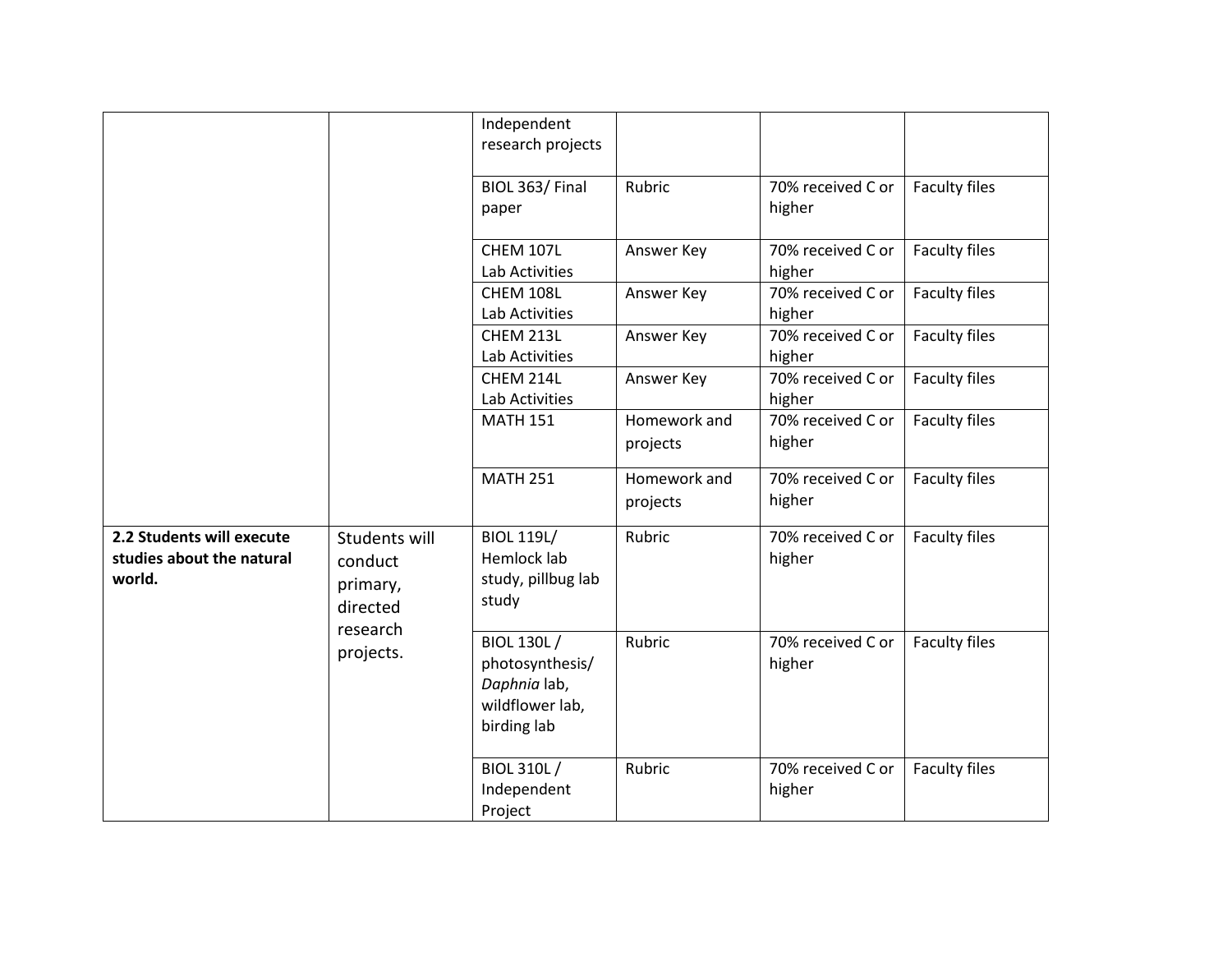| | | | | | |
|---|---|---|---|---|---|
| | | Independent research projects | | | |
| | | BIOL 363/ Final paper | Rubric | 70% received C or higher | Faculty files |
| | | CHEM 107L Lab Activities | Answer Key | 70% received C or higher | Faculty files |
| | | CHEM 108L Lab Activities | Answer Key | 70% received C or higher | Faculty files |
| | | CHEM 213L Lab Activities | Answer Key | 70% received C or higher | Faculty files |
| | | CHEM 214L Lab Activities | Answer Key | 70% received C or higher | Faculty files |
| | | MATH 151 | Homework and projects | 70% received C or higher | Faculty files |
| | | MATH 251 | Homework and projects | 70% received C or higher | Faculty files |
| **2.2 Students will execute studies about the natural world.** | Students will conduct primary, directed research projects. | BIOL 119L/ Hemlock lab study, pillbug lab study | Rubric | 70% received C or higher | Faculty files |
| | | BIOL 130L / photosynthesis/ *Daphnia* lab, wildflower lab, birding lab | Rubric | 70% received C or higher | Faculty files |
| | | BIOL 310L / Independent Project | Rubric | 70% received C or higher | Faculty files |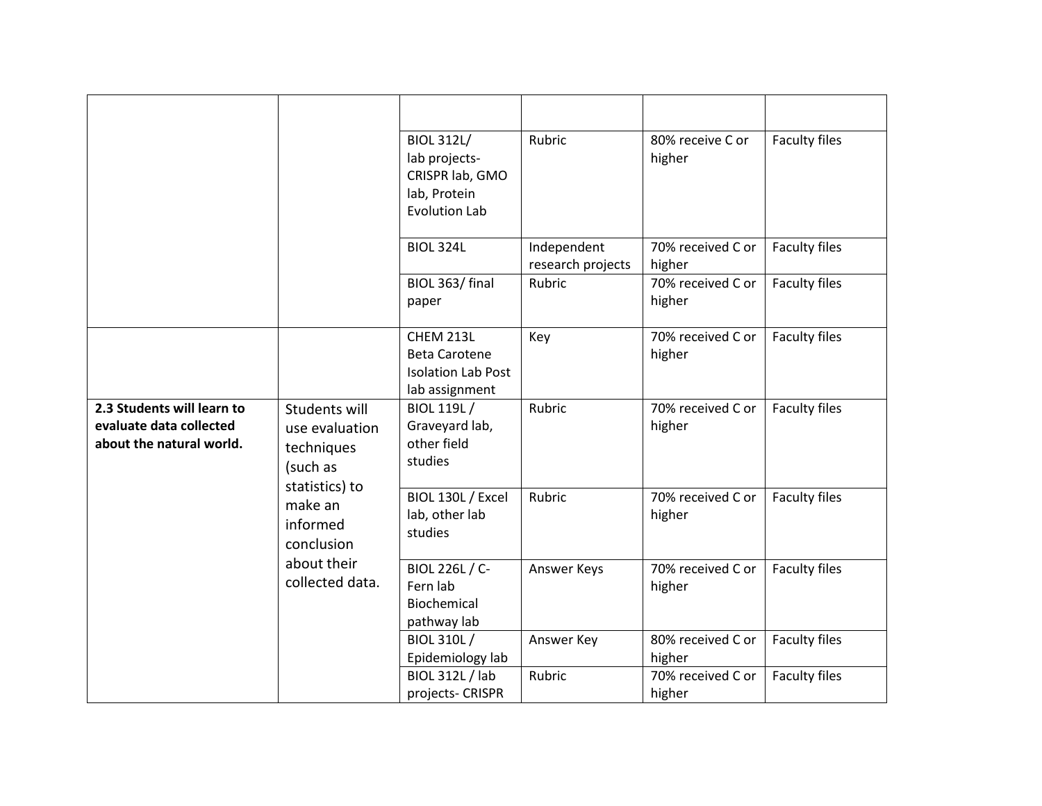| | | | | | |
|---|---|---|---|---|---|
| | | | | | |
| | | BIOL 312L/ lab projects- CRISPR lab, GMO lab, Protein Evolution Lab | Rubric | 80% receive C or higher | Faculty files |
| | | BIOL 324L | Independent research projects | 70% received C or higher | Faculty files |
| | | BIOL 363/ final paper | Rubric | 70% received C or higher | Faculty files |
| | | CHEM 213L Beta Carotene Isolation Lab Post lab assignment | Key | 70% received C or higher | Faculty files |
| **2.3 Students will learn to evaluate data collected about the natural world.** | Students will use evaluation techniques (such as statistics) to make an informed conclusion about their collected data. | BIOL 119L / Graveyard lab, other field studies | Rubric | 70% received C or higher | Faculty files |
| | | BIOL 130L / Excel lab, other lab studies | Rubric | 70% received C or higher | Faculty files |
| | | BIOL 226L / C-Fern lab Biochemical pathway lab | Answer Keys | 70% received C or higher | Faculty files |
| | | BIOL 310L / Epidemiology lab | Answer Key | 80% received C or higher | Faculty files |
| | | BIOL 312L / lab projects- CRISPR | Rubric | 70% received C or higher | Faculty files |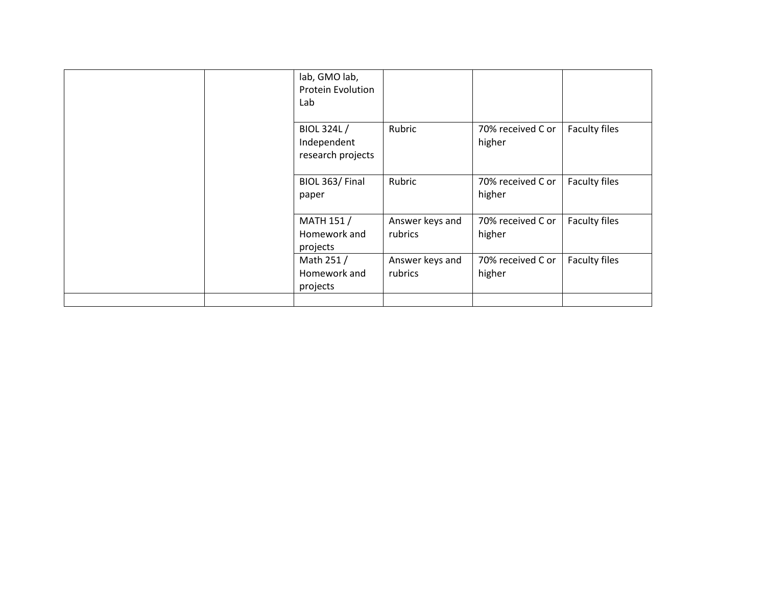| | | | | | |
|---|---|---|---|---|---|
| | | lab, GMO lab, Protein Evolution Lab | | | |
| | | BIOL 324L / Independent research projects | Rubric | 70% received C or higher | Faculty files |
| | | BIOL 363/ Final paper | Rubric | 70% received C or higher | Faculty files |
| | | MATH 151 / Homework and projects | Answer keys and rubrics | 70% received C or higher | Faculty files |
| | | Math 251 / Homework and projects | Answer keys and rubrics | 70% received C or higher | Faculty files |
| | | | | | |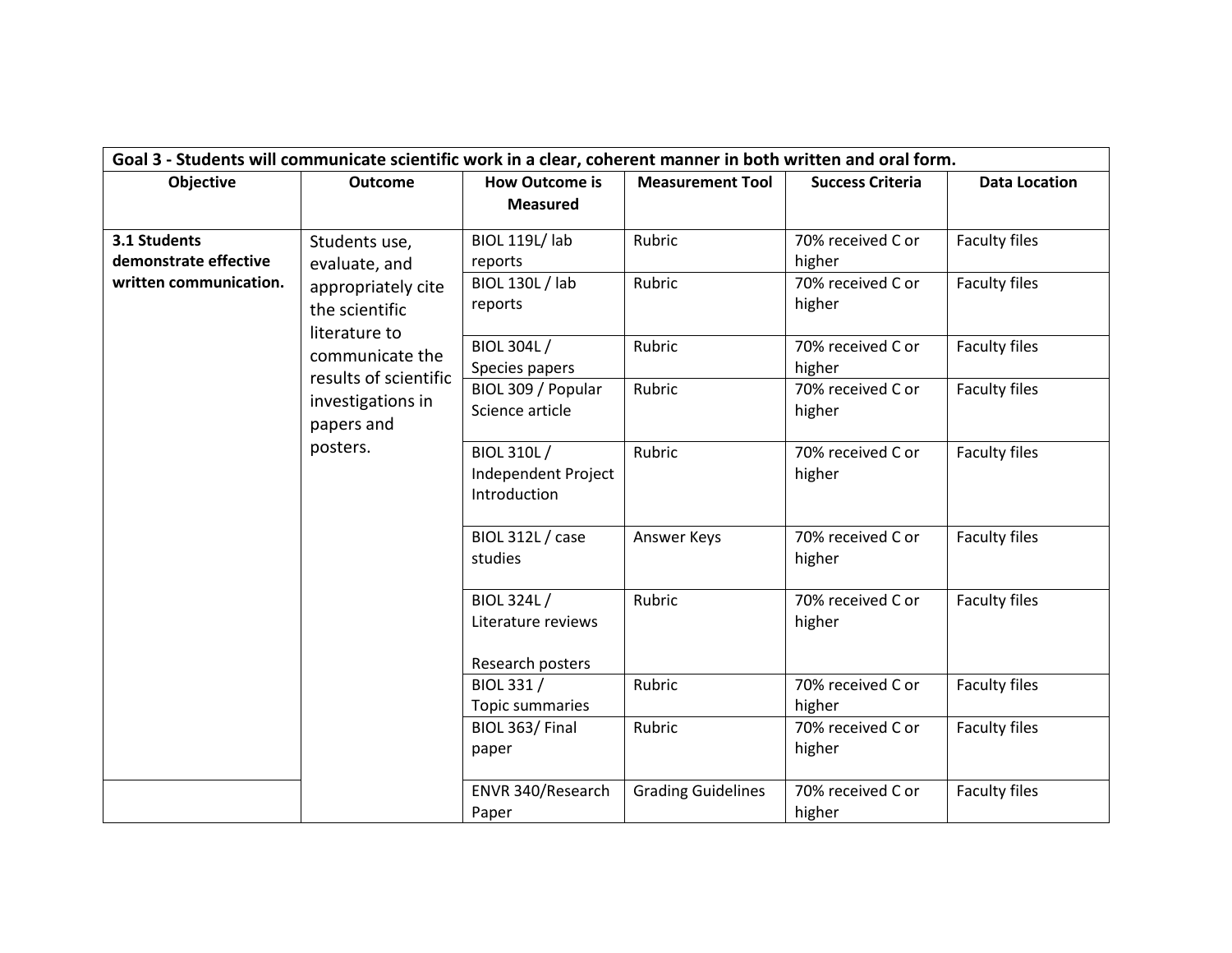| Goal 3 - Students will communicate scientific work in a clear, coherent manner in both written and oral form. | | | | | |
|---|---|---|---|---|---|
| **Objective** | **Outcome** | **How Outcome is Measured** | **Measurement Tool** | **Success Criteria** | **Data Location** |
| **3.1 Students demonstrate effective written communication.** | Students use, evaluate, and appropriately cite the scientific literature to communicate the results of scientific investigations in papers and posters. | BIOL 119L/ lab reports | Rubric | 70% received C or higher | Faculty files |
| | | BIOL 130L / lab reports | Rubric | 70% received C or higher | Faculty files |
| | | BIOL 304L / Species papers | Rubric | 70% received C or higher | Faculty files |
| | | BIOL 309 / Popular Science article | Rubric | 70% received C or higher | Faculty files |
| | | BIOL 310L / Independent Project Introduction | Rubric | 70% received C or higher | Faculty files |
| | | BIOL 312L / case studies | Answer Keys | 70% received C or higher | Faculty files |
| | | BIOL 324L / Literature reviews<br><br>Research posters | Rubric | 70% received C or higher | Faculty files |
| | | BIOL 331 / Topic summaries | Rubric | 70% received C or higher | Faculty files |
| | | BIOL 363/ Final paper | Rubric | 70% received C or higher | Faculty files |
| | | ENVR 340/Research Paper | Grading Guidelines | 70% received C or higher | Faculty files |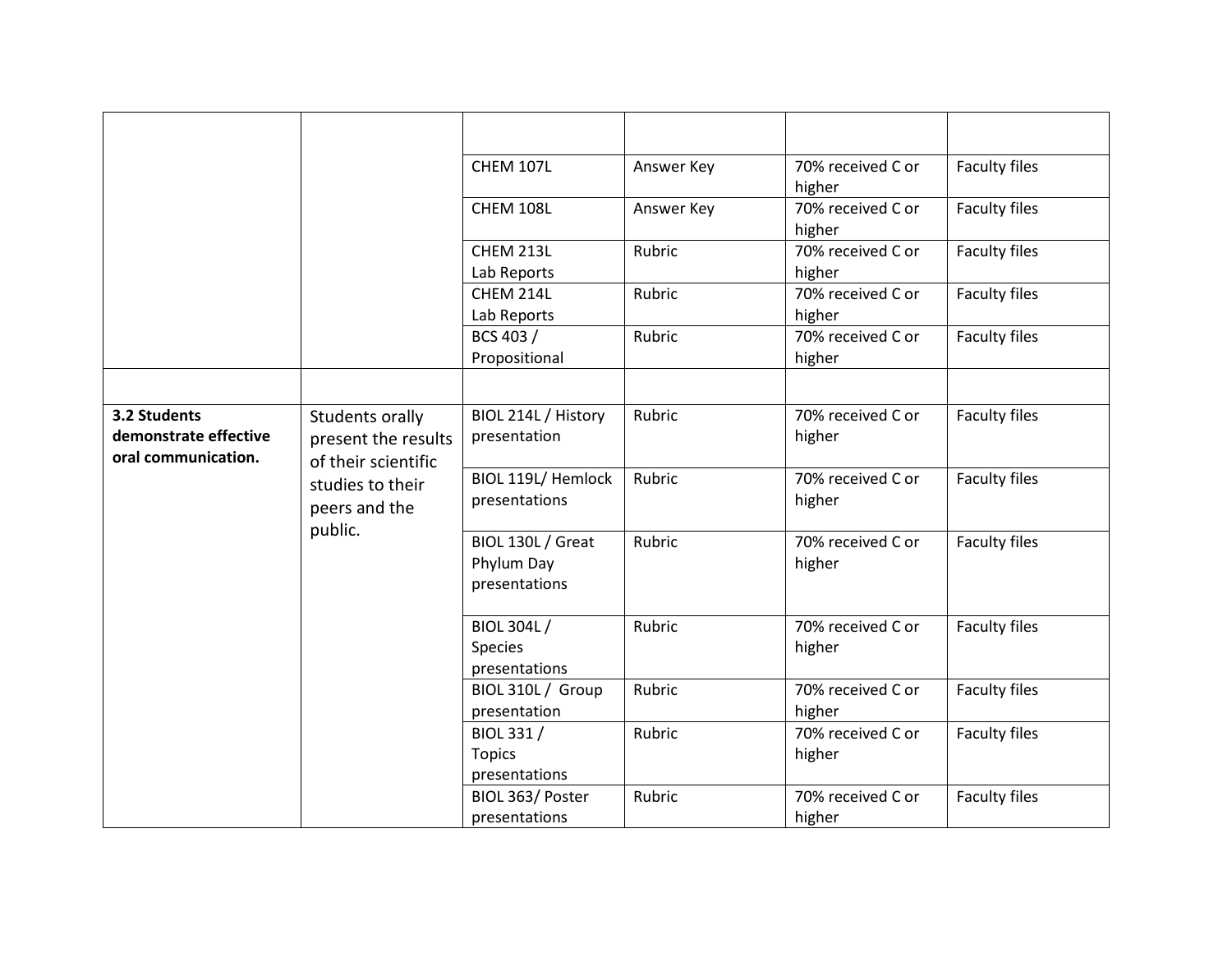| | | | | | |
|---|---|---|---|---|---|
| | | | | | |
| | | CHEM 107L | Answer Key | 70% received C or higher | Faculty files |
| | | CHEM 108L | Answer Key | 70% received C or higher | Faculty files |
| | | CHEM 213L Lab Reports | Rubric | 70% received C or higher | Faculty files |
| | | CHEM 214L Lab Reports | Rubric | 70% received C or higher | Faculty files |
| | | BCS 403 / Propositional | Rubric | 70% received C or higher | Faculty files |
| | | | | | |
| **3.2 Students demonstrate effective oral communication.** | Students orally present the results of their scientific studies to their peers and the public. | BIOL 214L / History presentation | Rubric | 70% received C or higher | Faculty files |
| | | BIOL 119L/ Hemlock presentations | Rubric | 70% received C or higher | Faculty files |
| | | BIOL 130L / Great Phylum Day presentations | Rubric | 70% received C or higher | Faculty files |
| | | BIOL 304L / Species presentations | Rubric | 70% received C or higher | Faculty files |
| | | BIOL 310L / Group presentation | Rubric | 70% received C or higher | Faculty files |
| | | BIOL 331 / Topics presentations | Rubric | 70% received C or higher | Faculty files |
| | | BIOL 363/ Poster presentations | Rubric | 70% received C or higher | Faculty files |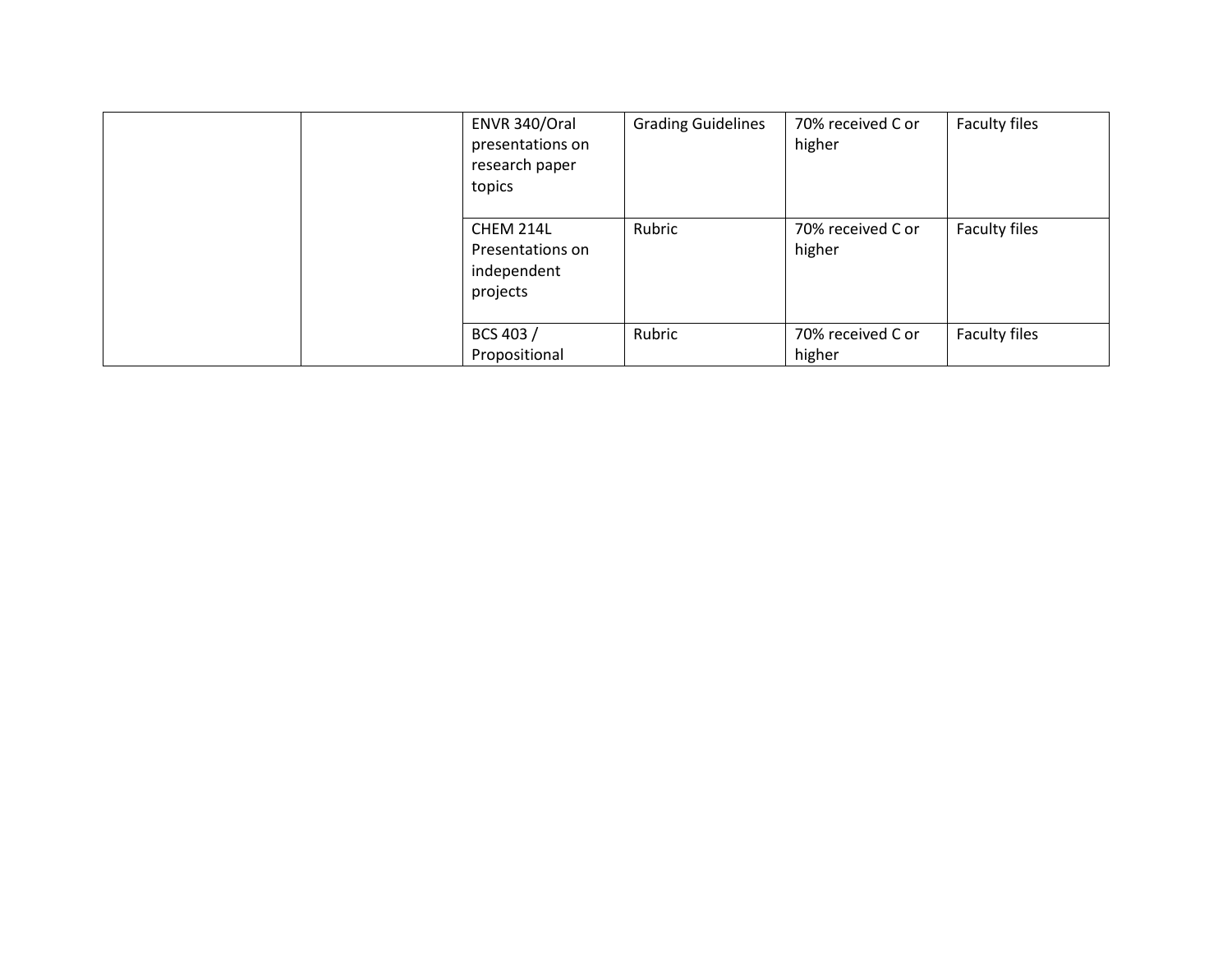| | | | | | |
|---|---|---|---|---|---|
| | | ENVR 340/Oral presentations on research paper topics | Grading Guidelines | 70% received C or higher | Faculty files |
| | | CHEM 214L Presentations on independent projects | Rubric | 70% received C or higher | Faculty files |
| | | BCS 403 / Propositional | Rubric | 70% received C or higher | Faculty files |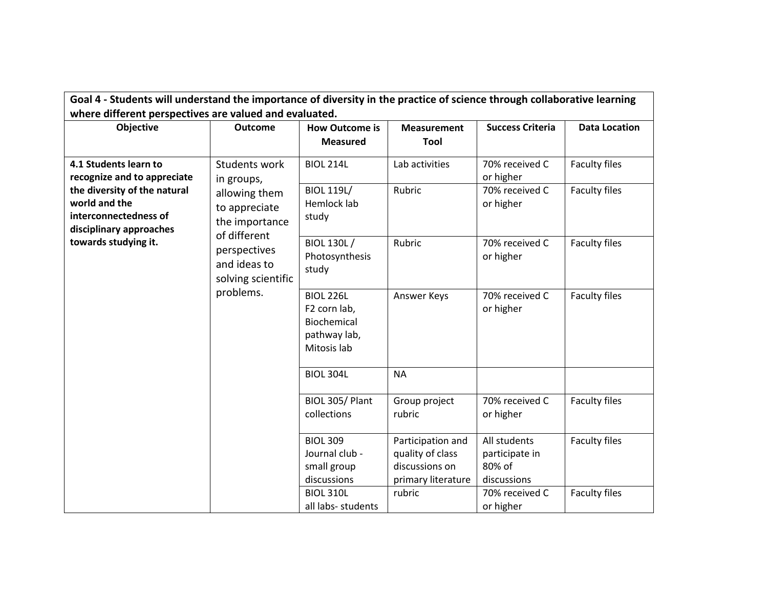| Goal 4 - Students will understand the importance of diversity in the practice of science through collaborative learning where different perspectives are valued and evaluated. | | | | | |
|---|---|---|---|---|---|
| **Objective** | **Outcome** | **How Outcome is Measured** | **Measurement Tool** | **Success Criteria** | **Data Location** |
| **4.1 Students learn to recognize and to appreciate the diversity of the natural world and the interconnectedness of disciplinary approaches towards studying it.** | Students work in groups, allowing them to appreciate the importance of different perspectives and ideas to solving scientific problems. | BIOL 214L | Lab activities | 70% received C or higher | Faculty files |
| | | BIOL 119L/ Hemlock lab study | Rubric | 70% received C or higher | Faculty files |
| | | BIOL 130L / Photosynthesis study | Rubric | 70% received C or higher | Faculty files |
| | | BIOL 226L F2 corn lab, Biochemical pathway lab, Mitosis lab | Answer Keys | 70% received C or higher | Faculty files |
| | | BIOL 304L | NA | | |
| | | BIOL 305/ Plant collections | Group project rubric | 70% received C or higher | Faculty files |
| | | BIOL 309 Journal club - small group discussions | Participation and quality of class discussions on primary literature | All students participate in 80% of discussions | Faculty files |
| | | BIOL 310L all labs- students | rubric | 70% received C or higher | Faculty files |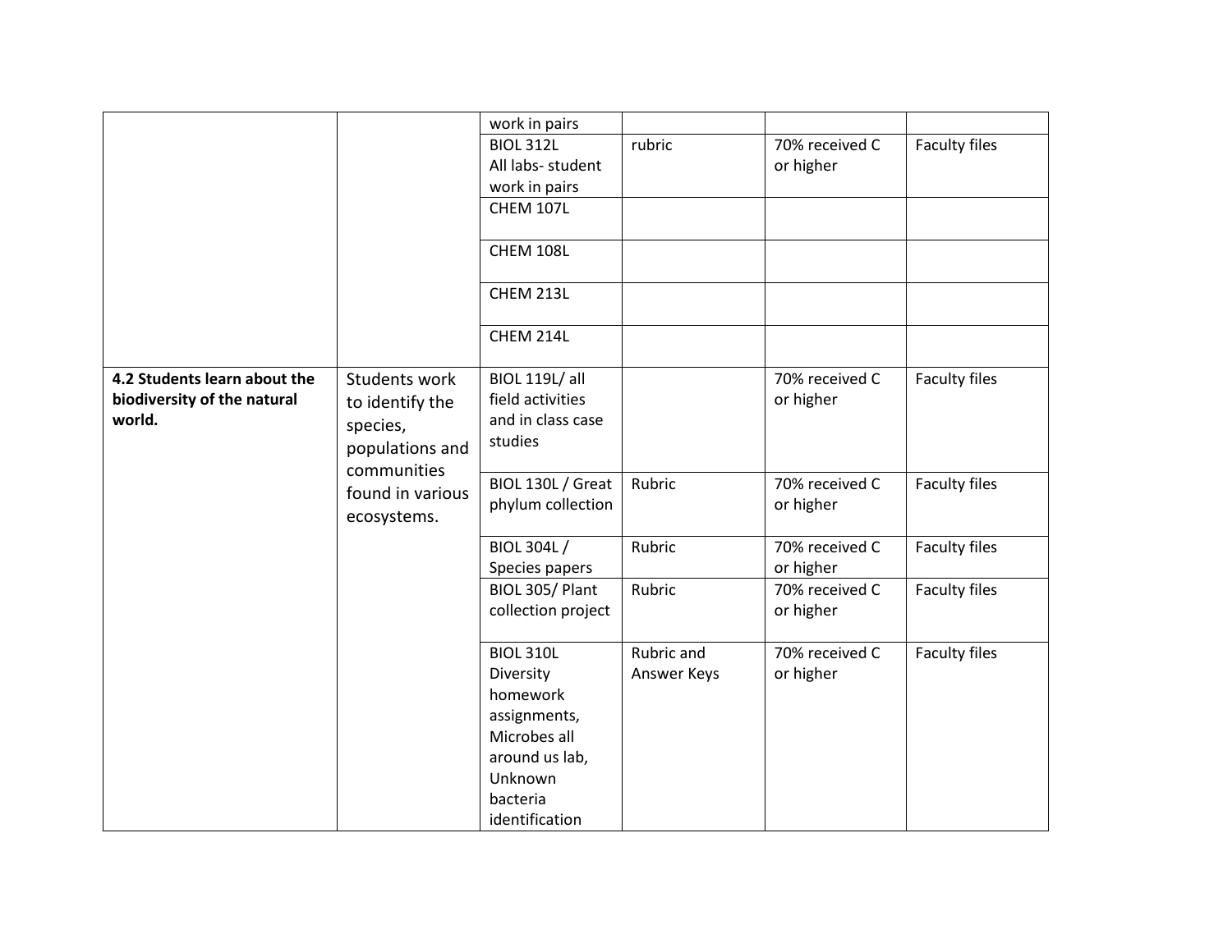| | | | | | |
|---|---|---|---|---|---|
| | | work in pairs | | | |
| | | BIOL 312L All labs- student work in pairs | rubric | 70% received C or higher | Faculty files |
| | | CHEM 107L | | | |
| | | CHEM 108L | | | |
| | | CHEM 213L | | | |
| | | CHEM 214L | | | |
| **4.2 Students learn about the biodiversity of the natural world.** | Students work to identify the species, populations and communities found in various ecosystems. | BIOL 119L/ all field activities and in class case studies | | 70% received C or higher | Faculty files |
| | | BIOL 130L / Great phylum collection | Rubric | 70% received C or higher | Faculty files |
| | | BIOL 304L / Species papers | Rubric | 70% received C or higher | Faculty files |
| | | BIOL 305/ Plant collection project | Rubric | 70% received C or higher | Faculty files |
| | | BIOL 310L Diversity homework assignments, Microbes all around us lab, Unknown bacteria identification | Rubric and Answer Keys | 70% received C or higher | Faculty files |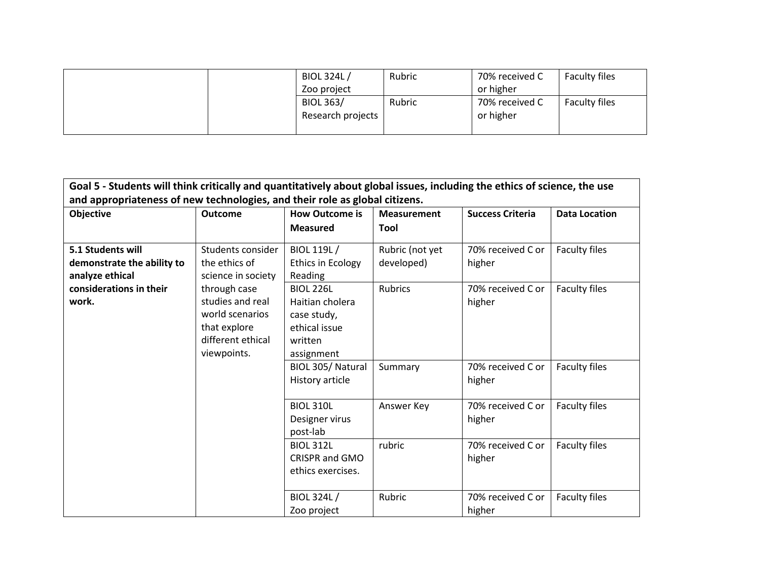| | | BIOL 324L / Zoo project | Rubric | 70% received C or higher | Faculty files |
|---|---|---|---|---|---|
| | | BIOL 363/ Research projects | Rubric | 70% received C or higher | Faculty files |

| **Goal 5 - Students will think critically and quantitatively about global issues, including the ethics of science, the use and appropriateness of new technologies, and their role as global citizens.** | | | | | |
|---|---|---|---|---|---|
| **Objective** | **Outcome** | **How Outcome is Measured** | **Measurement Tool** | **Success Criteria** | **Data Location** |
| **5.1 Students will demonstrate the ability to analyze ethical considerations in their work.** | Students consider the ethics of science in society through case studies and real world scenarios that explore different ethical viewpoints. | BIOL 119L / Ethics in Ecology Reading | Rubric (not yet developed) | 70% received C or higher | Faculty files |
| | | BIOL 226L Haitian cholera case study, ethical issue written assignment | Rubrics | 70% received C or higher | Faculty files |
| | | BIOL 305/ Natural History article | Summary | 70% received C or higher | Faculty files |
| | | BIOL 310L Designer virus post-lab | Answer Key | 70% received C or higher | Faculty files |
| | | BIOL 312L CRISPR and GMO ethics exercises. | rubric | 70% received C or higher | Faculty files |
| | | BIOL 324L / Zoo project | Rubric | 70% received C or higher | Faculty files |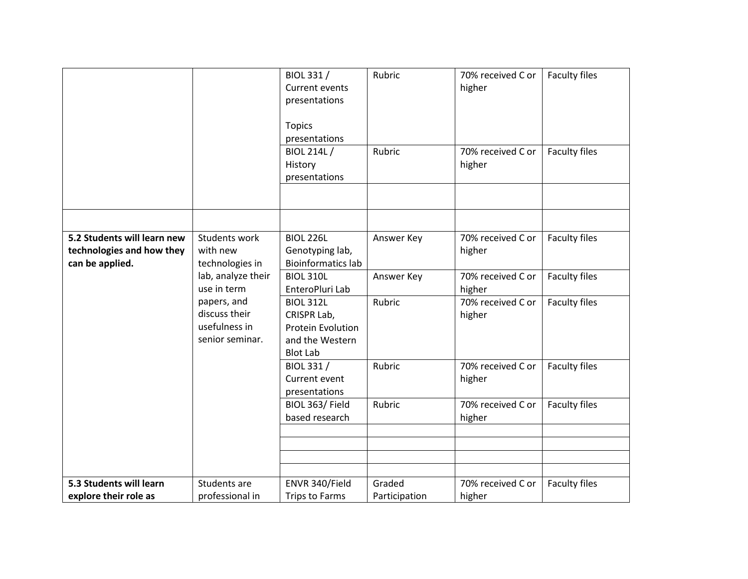| | | | | | |
|---|---|---|---|---|---|
| | | BIOL 331 / Current events presentations<br><br>Topics presentations | Rubric | 70% received C or higher | Faculty files |
| | | BIOL 214L / History presentations | Rubric | 70% received C or higher | Faculty files |
| | | | | | |
| | | | | | |
| **5.2 Students will learn new technologies and how they can be applied.** | Students work with new technologies in lab, analyze their use in term papers, and discuss their usefulness in senior seminar. | BIOL 226L Genotyping lab, Bioinformatics lab | Answer Key | 70% received C or higher | Faculty files |
| | | BIOL 310L EnteroPluri Lab | Answer Key | 70% received C or higher | Faculty files |
| | | BIOL 312L CRISPR Lab, Protein Evolution and the Western Blot Lab | Rubric | 70% received C or higher | Faculty files |
| | | BIOL 331 / Current event presentations | Rubric | 70% received C or higher | Faculty files |
| | | BIOL 363/ Field based research | Rubric | 70% received C or higher | Faculty files |
| | | | | | |
| | | | | | |
| | | | | | |
| | | | | | |
| **5.3 Students will learn explore their role as** | Students are professional in | ENVR 340/Field Trips to Farms | Graded Participation | 70% received C or higher | Faculty files |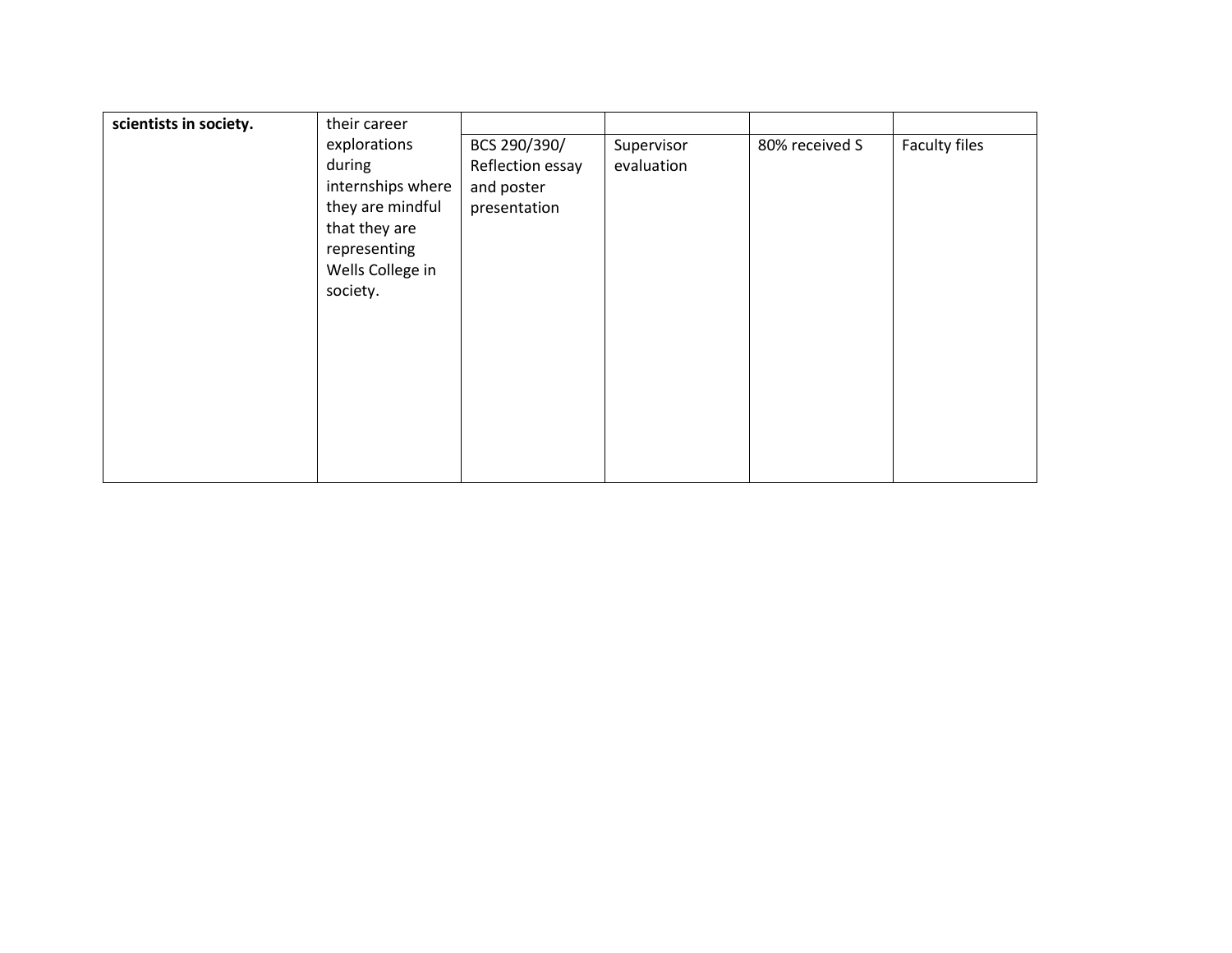| | | | | | |
|---|---|---|---|---|---|
| **scientists in society.** | their career explorations during internships where they are mindful that they are representing Wells College in society. | | | | |
| | | BCS 290/390/ Reflection essay and poster presentation | Supervisor evaluation | 80% received S | Faculty files |